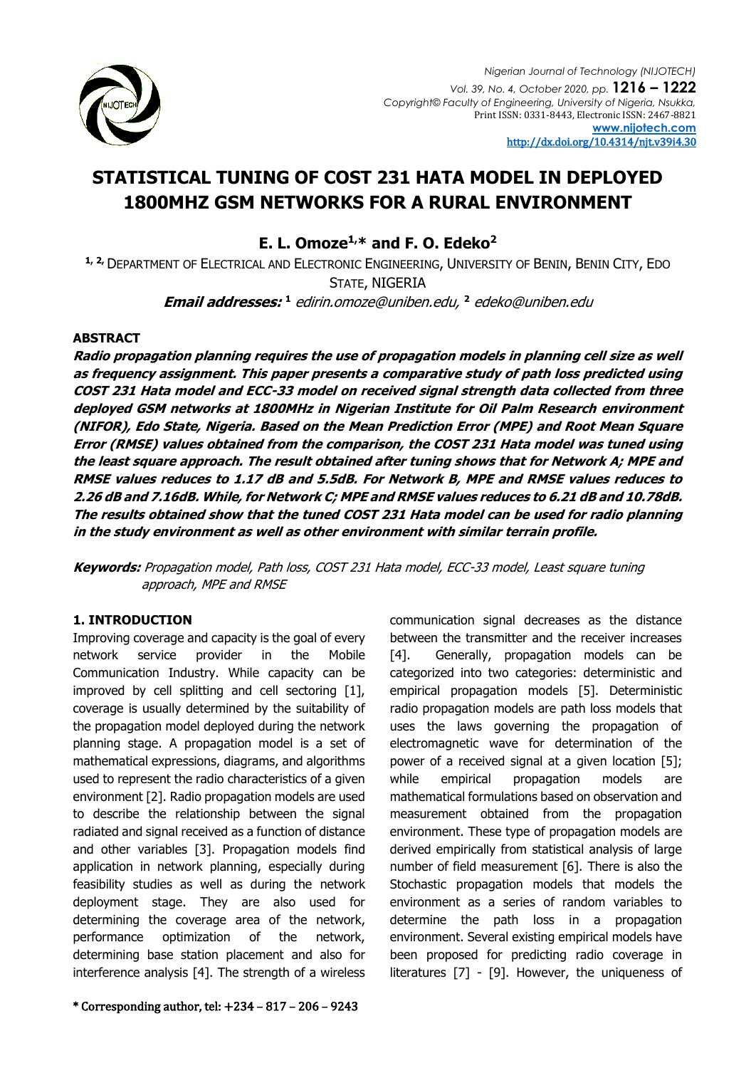# STATISTICAL TUNING OF COST 231 HATA MODEL IN DEPLOYED 1800MHZ GSM NETWORKS FOR A RURAL ENVIRONMENT

**E. L. Omoze[1,*] and F. O. Edeko[2]**

[1, 2] DEPARTMENT OF ELECTRICAL AND ELECTRONIC ENGINEERING, UNIVERSITY OF BENIN, BENIN CITY, EDO STATE, NIGERIA

***Email addresses:*** [1] *edirin.omoze@uniben.edu*, [2] *edeko@uniben.edu*

## ABSTRACT

***Radio propagation planning requires the use of propagation models in planning cell size as well as frequency assignment. This paper presents a comparative study of path loss predicted using COST 231 Hata model and ECC-33 model on received signal strength data collected from three deployed GSM networks at 1800MHz in Nigerian Institute for Oil Palm Research environment (NIFOR), Edo State, Nigeria. Based on the Mean Prediction Error (MPE) and Root Mean Square Error (RMSE) values obtained from the comparison, the COST 231 Hata model was tuned using the least square approach. The result obtained after tuning shows that for Network A; MPE and RMSE values reduces to 1.17 dB and 5.5dB. For Network B, MPE and RMSE values reduces to 2.26 dB and 7.16dB. While, for Network C; MPE and RMSE values reduces to 6.21 dB and 10.78dB. The results obtained show that the tuned COST 231 Hata model can be used for radio planning in the study environment as well as other environment with similar terrain profile.***

***Keywords:*** *Propagation model, Path loss, COST 231 Hata model, ECC-33 model, Least square tuning approach, MPE and RMSE*

## 1. INTRODUCTION

Improving coverage and capacity is the goal of every network service provider in the Mobile Communication Industry. While capacity can be improved by cell splitting and cell sectoring [1], coverage is usually determined by the suitability of the propagation model deployed during the network planning stage. A propagation model is a set of mathematical expressions, diagrams, and algorithms used to represent the radio characteristics of a given environment [2]. Radio propagation models are used to describe the relationship between the signal radiated and signal received as a function of distance and other variables [3]. Propagation models find application in network planning, especially during feasibility studies as well as during the network deployment stage. They are also used for determining the coverage area of the network, performance optimization of the network, determining base station placement and also for interference analysis [4]. The strength of a wireless communication signal decreases as the distance between the transmitter and the receiver increases [4]. Generally, propagation models can be categorized into two categories: deterministic and empirical propagation models [5]. Deterministic radio propagation models are path loss models that uses the laws governing the propagation of electromagnetic wave for determination of the power of a received signal at a given location [5]; while empirical propagation models are mathematical formulations based on observation and measurement obtained from the propagation environment. These type of propagation models are derived empirically from statistical analysis of large number of field measurement [6]. There is also the Stochastic propagation models that models the environment as a series of random variables to determine the path loss in a propagation environment. Several existing empirical models have been proposed for predicting radio coverage in literatures [7] - [9]. However, the uniqueness of

\* Corresponding author, tel: +234 – 817 – 206 – 9243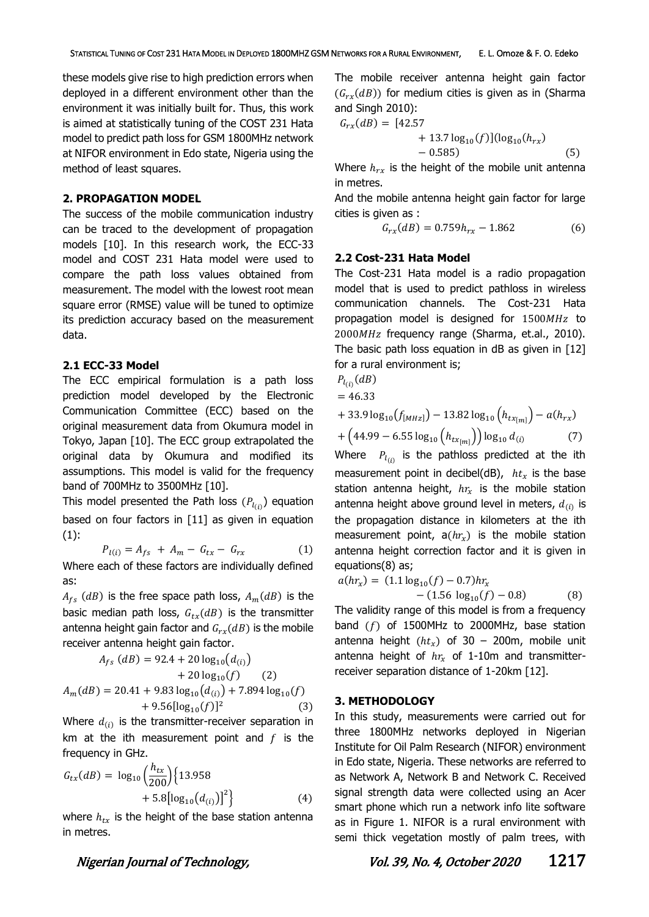these models give rise to high prediction errors when deployed in a different environment other than the environment it was initially built for. Thus, this work is aimed at statistically tuning of the COST 231 Hata model to predict path loss for GSM 1800MHz network at NIFOR environment in Edo state, Nigeria using the method of least squares.

## 2. PROPAGATION MODEL

The success of the mobile communication industry can be traced to the development of propagation models [10]. In this research work, the ECC-33 model and COST 231 Hata model were used to compare the path loss values obtained from measurement. The model with the lowest root mean square error (RMSE) value will be tuned to optimize its prediction accuracy based on the measurement data.

### 2.1 ECC-33 Model

The ECC empirical formulation is a path loss prediction model developed by the Electronic Communication Committee (ECC) based on the original measurement data from Okumura model in Tokyo, Japan [10]. The ECC group extrapolated the original data by Okumura and modified its assumptions. This model is valid for the frequency band of 700MHz to 3500MHz [10].

This model presented the Path loss ($P_{l_{(i)}}$) equation based on four factors in [11] as given in equation (1):

$$P_{l(i)} = A_{fs} + A_m - G_{tx} - G_{rx} \qquad (1)$$

Where each of these factors are individually defined as:

$A_{fs}$ $(dB)$ is the free space path loss, $A_m(dB)$ is the basic median path loss, $G_{tx}(dB)$ is the transmitter antenna height gain factor and $G_{rx}(dB)$ is the mobile receiver antenna height gain factor.

$$A_{fs}\ (dB) = 92.4 + 20\log_{10}\left(d_{(i)}\right) + 20\log_{10}(f) \qquad (2)$$

$$A_m(dB) = 20.41 + 9.83\log_{10}\left(d_{(i)}\right) + 7.894\log_{10}(f) + 9.56[\log_{10}(f)]^2 \qquad (3)$$

Where $d_{(i)}$ is the transmitter-receiver separation in km at the ith measurement point and $f$ is the frequency in GHz.

$$G_{tx}(dB) = \log_{10}\left(\frac{h_{tx}}{200}\right)\left\{13.958 + 5.8\left[\log_{10}\left(d_{(i)}\right)\right]^2\right\} \qquad (4)$$

where $h_{tx}$ is the height of the base station antenna in metres.

The mobile receiver antenna height gain factor $(G_{rx}(dB))$ for medium cities is given as in (Sharma and Singh 2010):

$$G_{rx}(dB) = [42.57 + 13.7\log_{10}(f)](\log_{10}(h_{rx}) - 0.585) \qquad (5)$$

Where $h_{rx}$ is the height of the mobile unit antenna in metres.

And the mobile antenna height gain factor for large cities is given as :

$$G_{rx}(dB) = 0.759h_{rx} - 1.862 \qquad (6)$$

### 2.2 Cost-231 Hata Model

The Cost-231 Hata model is a radio propagation model that is used to predict pathloss in wireless communication channels. The Cost-231 Hata propagation model is designed for $1500MHz$ to $2000MHz$ frequency range (Sharma, et.al., 2010). The basic path loss equation in dB as given in [12] for a rural environment is;

$$P_{l_{(i)}}(dB) = 46.33 + 33.9\log_{10}\left(f_{[MHz]}\right) - 13.82\log_{10}\left(h_{tx_{[m]}}\right) - a(h_{rx}) + \left(44.99 - 6.55\log_{10}\left(h_{tx_{[m]}}\right)\right)\log_{10} d_{(i)} \qquad (7)$$

Where $P_{l_{(i)}}$ is the pathloss predicted at the ith measurement point in decibel(dB), $ht_x$ is the base station antenna height, $hr_x$ is the mobile station antenna height above ground level in meters, $d_{(i)}$ is the propagation distance in kilometers at the ith measurement point, $a(hr_x)$ is the mobile station antenna height correction factor and it is given in equations(8) as;

$$a(hr_x) = (1.1\log_{10}(f) - 0.7)hr_x - (1.56\ \log_{10}(f) - 0.8) \qquad (8)$$

The validity range of this model is from a frequency band $(f)$ of 1500MHz to 2000MHz, base station antenna height $(ht_x)$ of 30 – 200m, mobile unit antenna height of $hr_x$ of 1-10m and transmitter-receiver separation distance of 1-20km [12].

## 3. METHODOLOGY

In this study, measurements were carried out for three 1800MHz networks deployed in Nigerian Institute for Oil Palm Research (NIFOR) environment in Edo state, Nigeria. These networks are referred to as Network A, Network B and Network C. Received signal strength data were collected using an Acer smart phone which run a network info lite software as in Figure 1. NIFOR is a rural environment with semi thick vegetation mostly of palm trees, with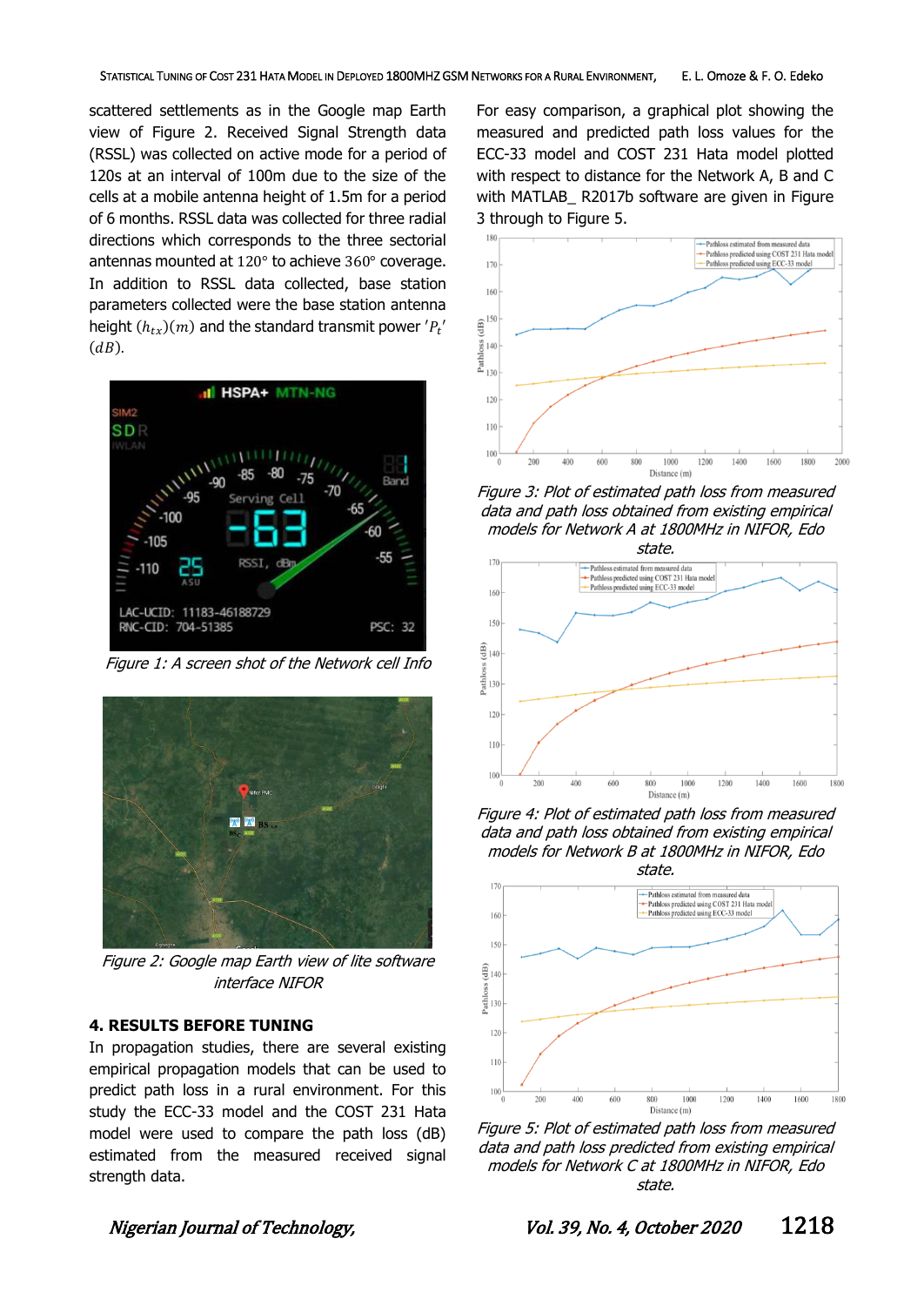scattered settlements as in the Google map Earth view of Figure 2. Received Signal Strength data (RSSL) was collected on active mode for a period of 120s at an interval of 100m due to the size of the cells at a mobile antenna height of 1.5m for a period of 6 months. RSSL data was collected for three radial directions which corresponds to the three sectorial antennas mounted at $120°$ to achieve $360°$ coverage. In addition to RSSL data collected, base station parameters collected were the base station antenna height $(h_{tx})(m)$ and the standard transmit power $'P_t'$ $(dB)$.

*Figure 1: A screen shot of the Network cell Info*

*Figure 2: Google map Earth view of lite software interface NIFOR*

## 4. RESULTS BEFORE TUNING

In propagation studies, there are several existing empirical propagation models that can be used to predict path loss in a rural environment. For this study the ECC-33 model and the COST 231 Hata model were used to compare the path loss (dB) estimated from the measured received signal strength data.

For easy comparison, a graphical plot showing the measured and predicted path loss values for the ECC-33 model and COST 231 Hata model plotted with respect to distance for the Network A, B and C with MATLAB_ R2017b software are given in Figure 3 through to Figure 5.

*Figure 3: Plot of estimated path loss from measured data and path loss obtained from existing empirical models for Network A at 1800MHz in NIFOR, Edo state.*

*Figure 4: Plot of estimated path loss from measured data and path loss obtained from existing empirical models for Network B at 1800MHz in NIFOR, Edo state.*

*Figure 5: Plot of estimated path loss from measured data and path loss predicted from existing empirical models for Network C at 1800MHz in NIFOR, Edo state.*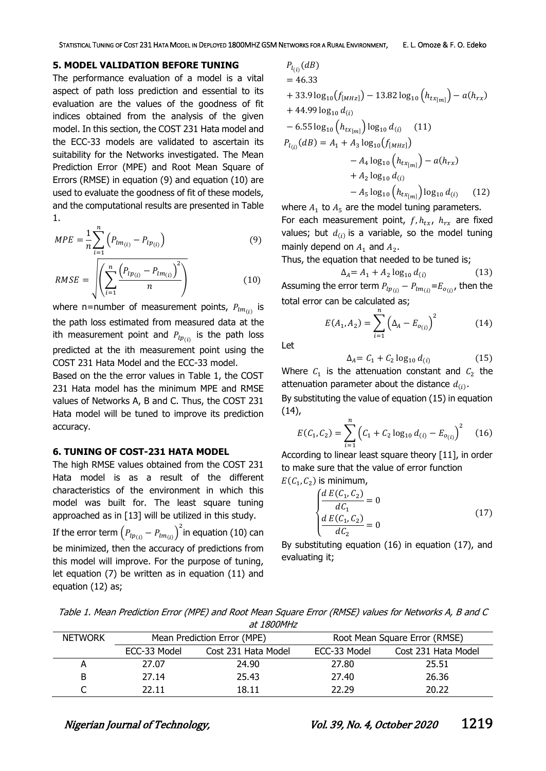## 5. MODEL VALIDATION BEFORE TUNING

The performance evaluation of a model is a vital aspect of path loss prediction and essential to its evaluation are the values of the goodness of fit indices obtained from the analysis of the given model. In this section, the COST 231 Hata model and the ECC-33 models are validated to ascertain its suitability for the Networks investigated. The Mean Prediction Error (MPE) and Root Mean Square of Errors (RMSE) in equation (9) and equation (10) are used to evaluate the goodness of fit of these models, and the computational results are presented in Table 1.

$$MPE = \frac{1}{n}\sum_{i=1}^{n}\left(P_{lm_{(i)}} - P_{lp_{(i)}}\right) \quad (9)$$

$$RMSE = \sqrt{\left(\sum_{i=1}^{n}\frac{\left(P_{lp_{(i)}} - P_{lm_{(i)}}\right)^2}{n}\right)} \quad (10)$$

where n=number of measurement points, $P_{lm_{(i)}}$ is the path loss estimated from measured data at the ith measurement point and $P_{lp_{(i)}}$ is the path loss predicted at the ith measurement point using the COST 231 Hata Model and the ECC-33 model.

Based on the the error values in Table 1, the COST 231 Hata model has the minimum MPE and RMSE values of Networks A, B and C. Thus, the COST 231 Hata model will be tuned to improve its prediction accuracy.

## 6. TUNING OF COST-231 HATA MODEL

The high RMSE values obtained from the COST 231 Hata model is as a result of the different characteristics of the environment in which this model was built for. The least square tuning approached as in [13] will be utilized in this study.

If the error term $\left(P_{lp_{(i)}} - P_{lm_{(i)}}\right)^2$ in equation (10) can be minimized, then the accuracy of predictions from this model will improve. For the purpose of tuning, let equation (7) be written as in equation (11) and equation (12) as;

$$P_{l_{(i)}}(dB) = 46.33 + 33.9\log_{10}\left(f_{[MHz]}\right) - 13.82\log_{10}\left(h_{tx_{[m]}}\right) - a(h_{rx}) + 44.99\log_{10} d_{(i)} - 6.55\log_{10}\left(h_{tx_{[m]}}\right)\log_{10} d_{(i)} \quad (11)$$

$$P_{l_{(i)}}(dB) = A_1 + A_3\log_{10}\left(f_{[MHz]}\right) - A_4\log_{10}\left(h_{tx_{[m]}}\right) - a(h_{rx}) + A_2\log_{10} d_{(i)} - A_5\log_{10}\left(h_{tx_{[m]}}\right)\log_{10} d_{(i)} \quad (12)$$

where $A_1$ to $A_5$ are the model tuning parameters. For each measurement point, $f, h_{tx}$, $h_{rx}$ are fixed values; but $d_{(i)}$ is a variable, so the model tuning mainly depend on $A_1$ and $A_2$.

Thus, the equation that needed to be tuned is;

$$\Delta_A = A_1 + A_2\log_{10} d_{(i)} \quad (13)$$

Assuming the error term $P_{lp_{(i)}} - P_{lm_{(i)}} = E_{o_{(i)}}$, then the total error can be calculated as;

$$E(A_1, A_2) = \sum_{i=1}^{n}\left(\Delta_A - E_{o_{(i)}}\right)^2 \quad (14)$$

Let

$$\Delta_A = C_1 + C_2\log_{10} d_{(i)} \quad (15)$$

Where $C_1$ is the attenuation constant and $C_2$ the attenuation parameter about the distance $d_{(i)}$.

By substituting the value of equation (15) in equation (14),

$$E(C_1, C_2) = \sum_{i=1}^{n}\left(C_1 + C_2\log_{10} d_{(i)} - E_{o_{(i)}}\right)^2 \quad (16)$$

According to linear least square theory [11], in order to make sure that the value of error function $E(C_1, C_2)$ is minimum,

$$\begin{cases} \dfrac{d\,E(C_1, C_2)}{dC_1} = 0 \\ \dfrac{d\,E(C_1, C_2)}{dC_2} = 0 \end{cases} \quad (17)$$

By substituting equation (16) in equation (17), and evaluating it;

*Table 1. Mean Prediction Error (MPE) and Root Mean Square Error (RMSE) values for Networks A, B and C at 1800MHz*

| NETWORK | Mean Prediction Error (MPE) | | Root Mean Square Error (RMSE) | |
|---|---|---|---|---|
| | ECC-33 Model | Cost 231 Hata Model | ECC-33 Model | Cost 231 Hata Model |
| A | 27.07 | 24.90 | 27.80 | 25.51 |
| B | 27.14 | 25.43 | 27.40 | 26.36 |
| C | 22.11 | 18.11 | 22.29 | 20.22 |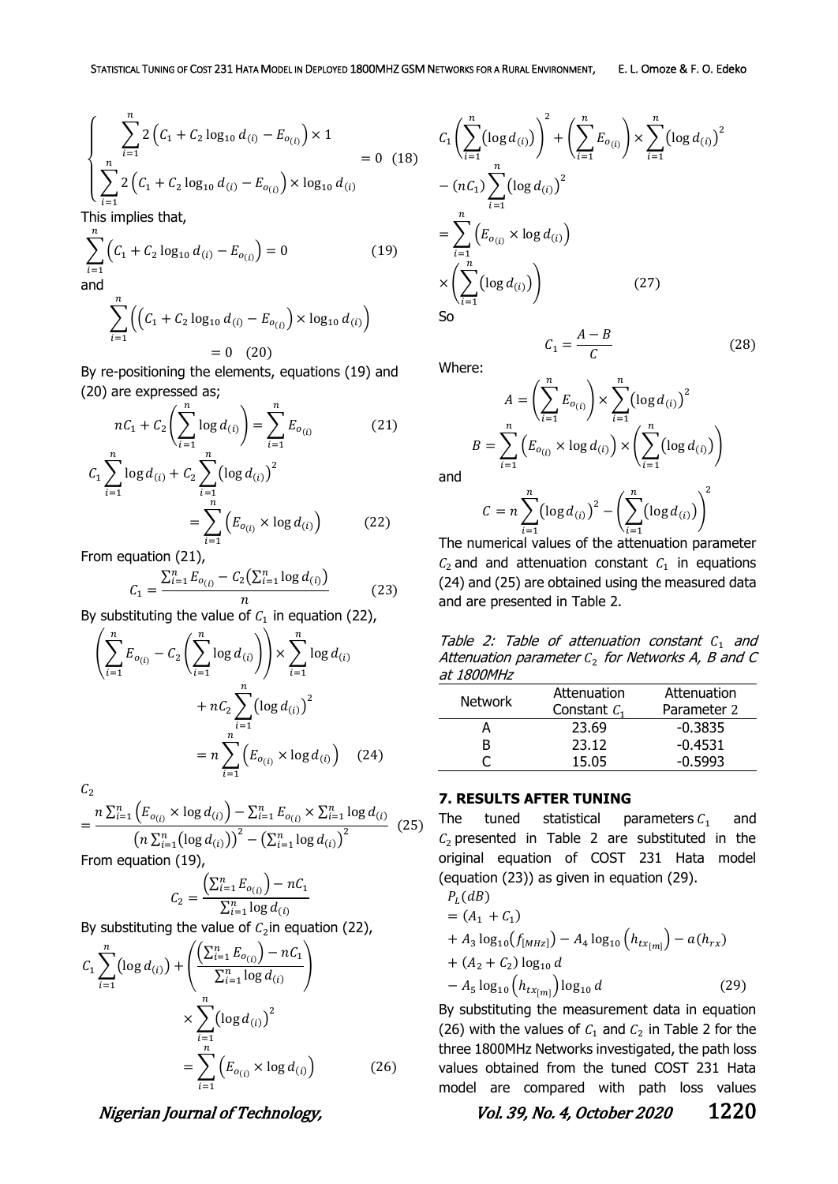$$\left\{ \begin{array}{l} \sum_{i=1}^{n} 2\left(C_1 + C_2 \log_{10} d_{(i)} - E_{o_{(i)}}\right) \times 1 \\ \sum_{i=1}^{n} 2\left(C_1 + C_2 \log_{10} d_{(i)} - E_{o_{(i)}}\right) \times \log_{10} d_{(i)} \end{array} \right. = 0 \quad (18)$$

This implies that,

$$\sum_{i=1}^{n}\left(C_1 + C_2 \log_{10} d_{(i)} - E_{o_{(i)}}\right) = 0 \quad (19)$$

and

$$\sum_{i=1}^{n}\left(\left(C_1 + C_2 \log_{10} d_{(i)} - E_{o_{(i)}}\right) \times \log_{10} d_{(i)}\right) = 0 \quad (20)$$

By re-positioning the elements, equations (19) and (20) are expressed as;

$$nC_1 + C_2\left(\sum_{i=1}^{n} \log d_{(i)}\right) = \sum_{i=1}^{n} E_{o_{(i)}} \quad (21)$$

$$C_1 \sum_{i=1}^{n} \log d_{(i)} + C_2 \sum_{i=1}^{n}\left(\log d_{(i)}\right)^2 = \sum_{i=1}^{n}\left(E_{o_{(i)}} \times \log d_{(i)}\right) \quad (22)$$

From equation (21),

$$C_1 = \frac{\sum_{i=1}^{n} E_{o_{(i)}} - C_2\left(\sum_{i=1}^{n} \log d_{(i)}\right)}{n} \quad (23)$$

By substituting the value of $C_1$ in equation (22),

$$\left(\sum_{i=1}^{n} E_{o_{(i)}} - C_2\left(\sum_{i=1}^{n} \log d_{(i)}\right)\right) \times \sum_{i=1}^{n} \log d_{(i)} + nC_2 \sum_{i=1}^{n}\left(\log d_{(i)}\right)^2 = n\sum_{i=1}^{n}\left(E_{o_{(i)}} \times \log d_{(i)}\right) \quad (24)$$

$$C_2 = \frac{n\sum_{i=1}^{n}\left(E_{o_{(i)}} \times \log d_{(i)}\right) - \sum_{i=1}^{n} E_{o_{(i)}} \times \sum_{i=1}^{n} \log d_{(i)}}{\left(n\sum_{i=1}^{n}\left(\log d_{(i)}\right)\right)^2 - \left(\sum_{i=1}^{n} \log d_{(i)}\right)^2} \quad (25)$$

From equation (19),

$$C_2 = \frac{\left(\sum_{i=1}^{n} E_{o_{(i)}}\right) - nC_1}{\sum_{i=1}^{n} \log d_{(i)}}$$

By substituting the value of $C_2$ in equation (22),

$$C_1 \sum_{i=1}^{n}\left(\log d_{(i)}\right) + \left(\frac{\left(\sum_{i=1}^{n} E_{o_{(i)}}\right) - nC_1}{\sum_{i=1}^{n} \log d_{(i)}}\right) \times \sum_{i=1}^{n}\left(\log d_{(i)}\right)^2 = \sum_{i=1}^{n}\left(E_{o_{(i)}} \times \log d_{(i)}\right) \quad (26)$$

$$C_1\left(\sum_{i=1}^{n}\left(\log d_{(i)}\right)\right)^2 + \left(\sum_{i=1}^{n} E_{o_{(i)}}\right) \times \sum_{i=1}^{n}\left(\log d_{(i)}\right)^2 - (nC_1)\sum_{i=1}^{n}\left(\log d_{(i)}\right)^2 = \sum_{i=1}^{n}\left(E_{o_{(i)}} \times \log d_{(i)}\right) \times \left(\sum_{i=1}^{n}\left(\log d_{(i)}\right)\right) \quad (27)$$

So

$$C_1 = \frac{A - B}{C} \quad (28)$$

Where:

$$A = \left(\sum_{i=1}^{n} E_{o_{(i)}}\right) \times \sum_{i=1}^{n}\left(\log d_{(i)}\right)^2$$

$$B = \sum_{i=1}^{n}\left(E_{o_{(i)}} \times \log d_{(i)}\right) \times \left(\sum_{i=1}^{n}\left(\log d_{(i)}\right)\right)$$

and

$$C = n\sum_{i=1}^{n}\left(\log d_{(i)}\right)^2 - \left(\sum_{i=1}^{n}\left(\log d_{(i)}\right)\right)^2$$

The numerical values of the attenuation parameter $C_2$ and and attenuation constant $C_1$ in equations (24) and (25) are obtained using the measured data and are presented in Table 2.

*Table 2: Table of attenuation constant $C_1$ and Attenuation parameter $C_2$ for Networks A, B and C at 1800MHz*

| Network | Attenuation Constant $C_1$ | Attenuation Parameter 2 |
|---|---|---|
| A | 23.69 | -0.3835 |
| B | 23.12 | -0.4531 |
| C | 15.05 | -0.5993 |

## 7. RESULTS AFTER TUNING

The tuned statistical parameters $C_1$ and $C_2$ presented in Table 2 are substituted in the original equation of COST 231 Hata model (equation (23)) as given in equation (29).

$$P_L(dB) = (A_1 + C_1) + A_3 \log_{10}(f_{[MHz]}) - A_4 \log_{10}\left(h_{tx_{[m]}}\right) - a(h_{rx}) + (A_2 + C_2)\log_{10} d - A_5 \log_{10}\left(h_{tx_{[m]}}\right)\log_{10} d \quad (29)$$

By substituting the measurement data in equation (26) with the values of $C_1$ and $C_2$ in Table 2 for the three 1800MHz Networks investigated, the path loss values obtained from the tuned COST 231 Hata model are compared with path loss values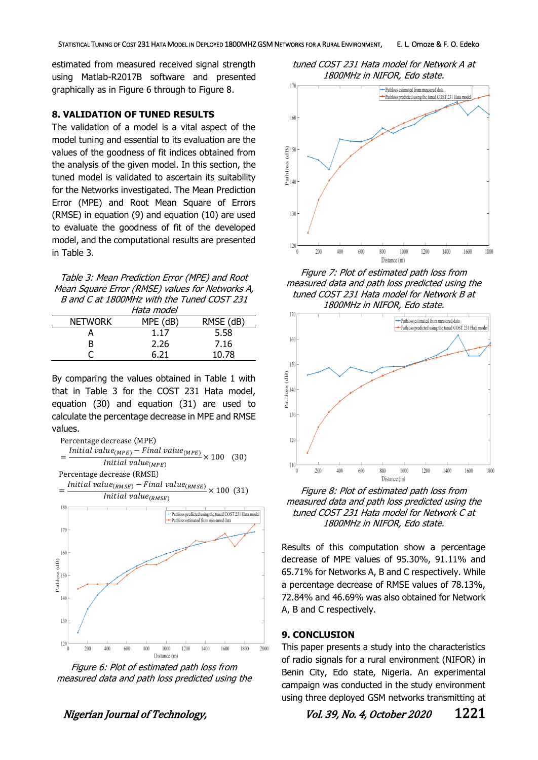estimated from measured received signal strength using Matlab-R2017B software and presented graphically as in Figure 6 through to Figure 8.

## 8. VALIDATION OF TUNED RESULTS

The validation of a model is a vital aspect of the model tuning and essential to its evaluation are the values of the goodness of fit indices obtained from the analysis of the given model. In this section, the tuned model is validated to ascertain its suitability for the Networks investigated. The Mean Prediction Error (MPE) and Root Mean Square of Errors (RMSE) in equation (9) and equation (10) are used to evaluate the goodness of fit of the developed model, and the computational results are presented in Table 3.

*Table 3: Mean Prediction Error (MPE) and Root Mean Square Error (RMSE) values for Networks A, B and C at 1800MHz with the Tuned COST 231 Hata model*

| NETWORK | MPE (dB) | RMSE (dB) |
|---|---|---|
| A | 1.17 | 5.58 |
| B | 2.26 | 7.16 |
| C | 6.21 | 10.78 |

By comparing the values obtained in Table 1 with that in Table 3 for the COST 231 Hata model, equation (30) and equation (31) are used to calculate the percentage decrease in MPE and RMSE values.

$$\text{Percentage decrease (MPE)} = \frac{Initial\ value_{(MPE)} - Final\ value_{(MPE)}}{Initial\ value_{(MPE)}} \times 100 \quad (30)$$

$$\text{Percentage decrease (RMSE)} = \frac{Initial\ value_{(RMSE)} - Final\ value_{(RMSE)}}{Initial\ value_{(RMSE)}} \times 100 \quad (31)$$

*Figure 6: Plot of estimated path loss from measured data and path loss predicted using the tuned COST 231 Hata model for Network A at 1800MHz in NIFOR, Edo state.*

*Figure 7: Plot of estimated path loss from measured data and path loss predicted using the tuned COST 231 Hata model for Network B at 1800MHz in NIFOR, Edo state.*

*Figure 8: Plot of estimated path loss from measured data and path loss predicted using the tuned COST 231 Hata model for Network C at 1800MHz in NIFOR, Edo state.*

Results of this computation show a percentage decrease of MPE values of 95.30%, 91.11% and 65.71% for Networks A, B and C respectively. While a percentage decrease of RMSE values of 78.13%, 72.84% and 46.69% was also obtained for Network A, B and C respectively.

## 9. CONCLUSION

This paper presents a study into the characteristics of radio signals for a rural environment (NIFOR) in Benin City, Edo state, Nigeria. An experimental campaign was conducted in the study environment using three deployed GSM networks transmitting at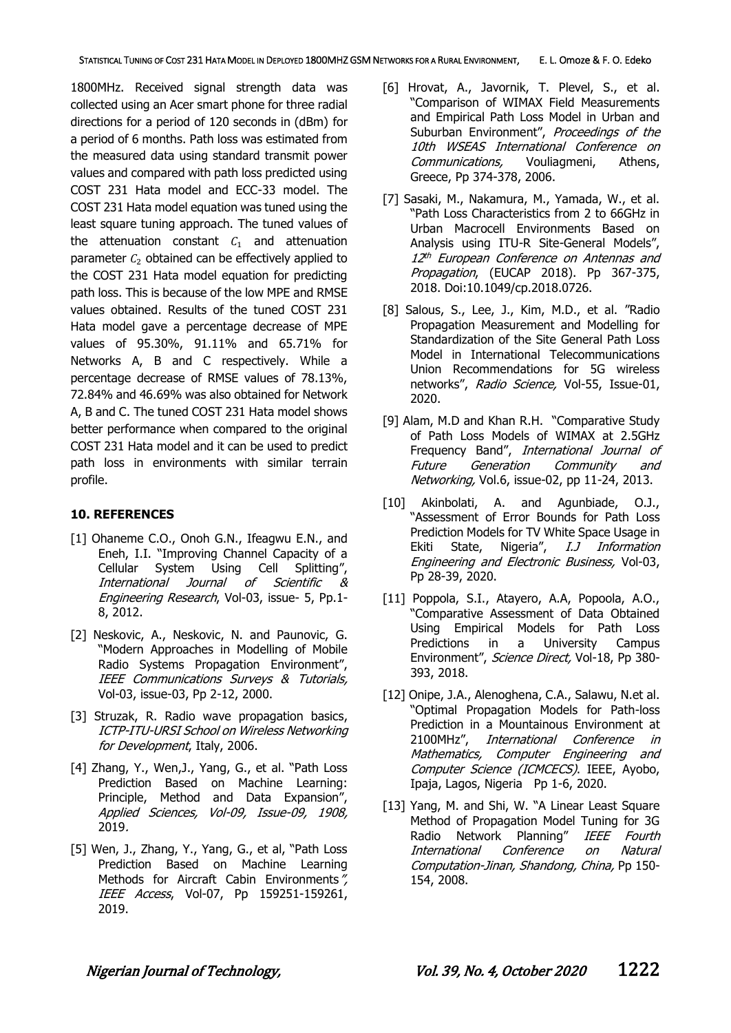1800MHz. Received signal strength data was collected using an Acer smart phone for three radial directions for a period of 120 seconds in (dBm) for a period of 6 months. Path loss was estimated from the measured data using standard transmit power values and compared with path loss predicted using COST 231 Hata model and ECC-33 model. The COST 231 Hata model equation was tuned using the least square tuning approach. The tuned values of the attenuation constant $C_1$ and attenuation parameter $C_2$ obtained can be effectively applied to the COST 231 Hata model equation for predicting path loss. This is because of the low MPE and RMSE values obtained. Results of the tuned COST 231 Hata model gave a percentage decrease of MPE values of 95.30%, 91.11% and 65.71% for Networks A, B and C respectively. While a percentage decrease of RMSE values of 78.13%, 72.84% and 46.69% was also obtained for Network A, B and C. The tuned COST 231 Hata model shows better performance when compared to the original COST 231 Hata model and it can be used to predict path loss in environments with similar terrain profile.

## 10. REFERENCES

[1] Ohaneme C.O., Onoh G.N., Ifeagwu E.N., and Eneh, I.I. "Improving Channel Capacity of a Cellular System Using Cell Splitting", *International Journal of Scientific & Engineering Research*, Vol-03, issue- 5, Pp.1-8, 2012.

[2] Neskovic, A., Neskovic, N. and Paunovic, G. "Modern Approaches in Modelling of Mobile Radio Systems Propagation Environment", *IEEE Communications Surveys & Tutorials,* Vol-03, issue-03, Pp 2-12, 2000.

[3] Struzak, R. Radio wave propagation basics, *ICTP-ITU-URSI School on Wireless Networking for Development*, Italy, 2006.

[4] Zhang, Y., Wen,J., Yang, G., et al. "Path Loss Prediction Based on Machine Learning: Principle, Method and Data Expansion", *Applied Sciences, Vol-09, Issue-09, 1908,* 2019.

[5] Wen, J., Zhang, Y., Yang, G., et al, "Path Loss Prediction Based on Machine Learning Methods for Aircraft Cabin Environments", *IEEE Access*, Vol-07, Pp 159251-159261, 2019.

[6] Hrovat, A., Javornik, T. Plevel, S., et al. "Comparison of WIMAX Field Measurements and Empirical Path Loss Model in Urban and Suburban Environment", *Proceedings of the 10th WSEAS International Conference on Communications,* Vouliagmeni, Athens, Greece, Pp 374-378, 2006.

[7] Sasaki, M., Nakamura, M., Yamada, W., et al. "Path Loss Characteristics from 2 to 66GHz in Urban Macrocell Environments Based on Analysis using ITU-R Site-General Models", *12th European Conference on Antennas and Propagation*, (EUCAP 2018). Pp 367-375, 2018. Doi:10.1049/cp.2018.0726.

[8] Salous, S., Lee, J., Kim, M.D., et al. "Radio Propagation Measurement and Modelling for Standardization of the Site General Path Loss Model in International Telecommunications Union Recommendations for 5G wireless networks", *Radio Science,* Vol-55, Issue-01, 2020.

[9] Alam, M.D and Khan R.H. "Comparative Study of Path Loss Models of WIMAX at 2.5GHz Frequency Band", *International Journal of Future Generation Community and Networking,* Vol.6, issue-02, pp 11-24, 2013.

[10] Akinbolati, A. and Agunbiade, O.J., "Assessment of Error Bounds for Path Loss Prediction Models for TV White Space Usage in Ekiti State, Nigeria", *I.J Information Engineering and Electronic Business,* Vol-03, Pp 28-39, 2020.

[11] Poppola, S.I., Atayero, A.A, Popoola, A.O., "Comparative Assessment of Data Obtained Using Empirical Models for Path Loss Predictions in a University Campus Environment", *Science Direct,* Vol-18, Pp 380-393, 2018.

[12] Onipe, J.A., Alenoghena, C.A., Salawu, N.et al. "Optimal Propagation Models for Path-loss Prediction in a Mountainous Environment at 2100MHz", *International Conference in Mathematics, Computer Engineering and Computer Science (ICMCECS)*. IEEE, Ayobo, Ipaja, Lagos, Nigeria Pp 1-6, 2020.

[13] Yang, M. and Shi, W. "A Linear Least Square Method of Propagation Model Tuning for 3G Radio Network Planning" *IEEE Fourth International Conference on Natural Computation-Jinan, Shandong, China,* Pp 150-154, 2008.